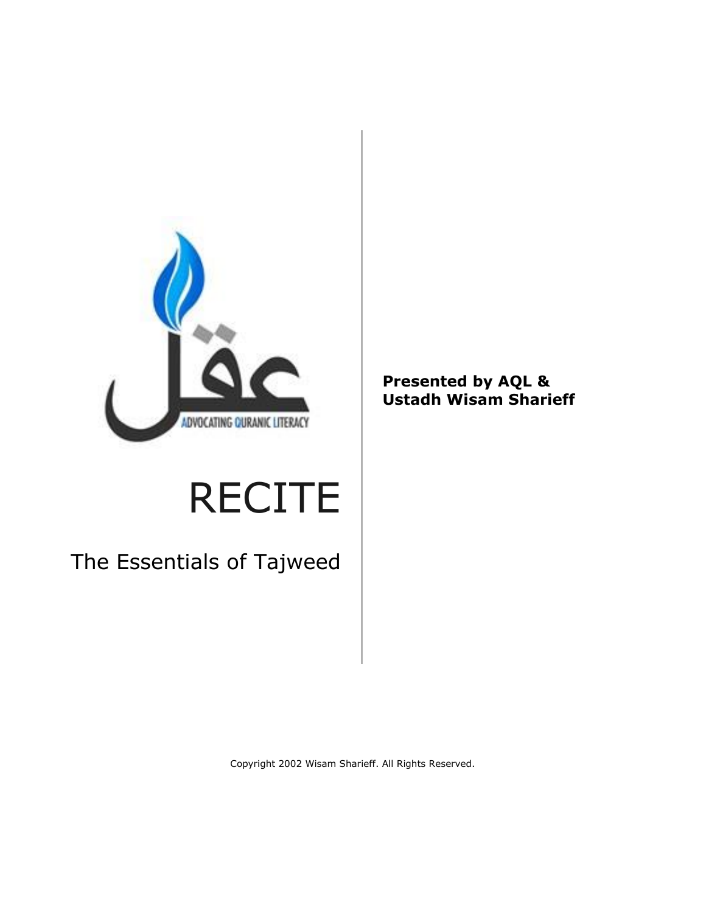# RECITE

## The Essentials of Tajweed

**Presented by AQL & Ustadh Wisam Sharieff**

Copyright 2002 Wisam Sharieff. All Rights Reserved.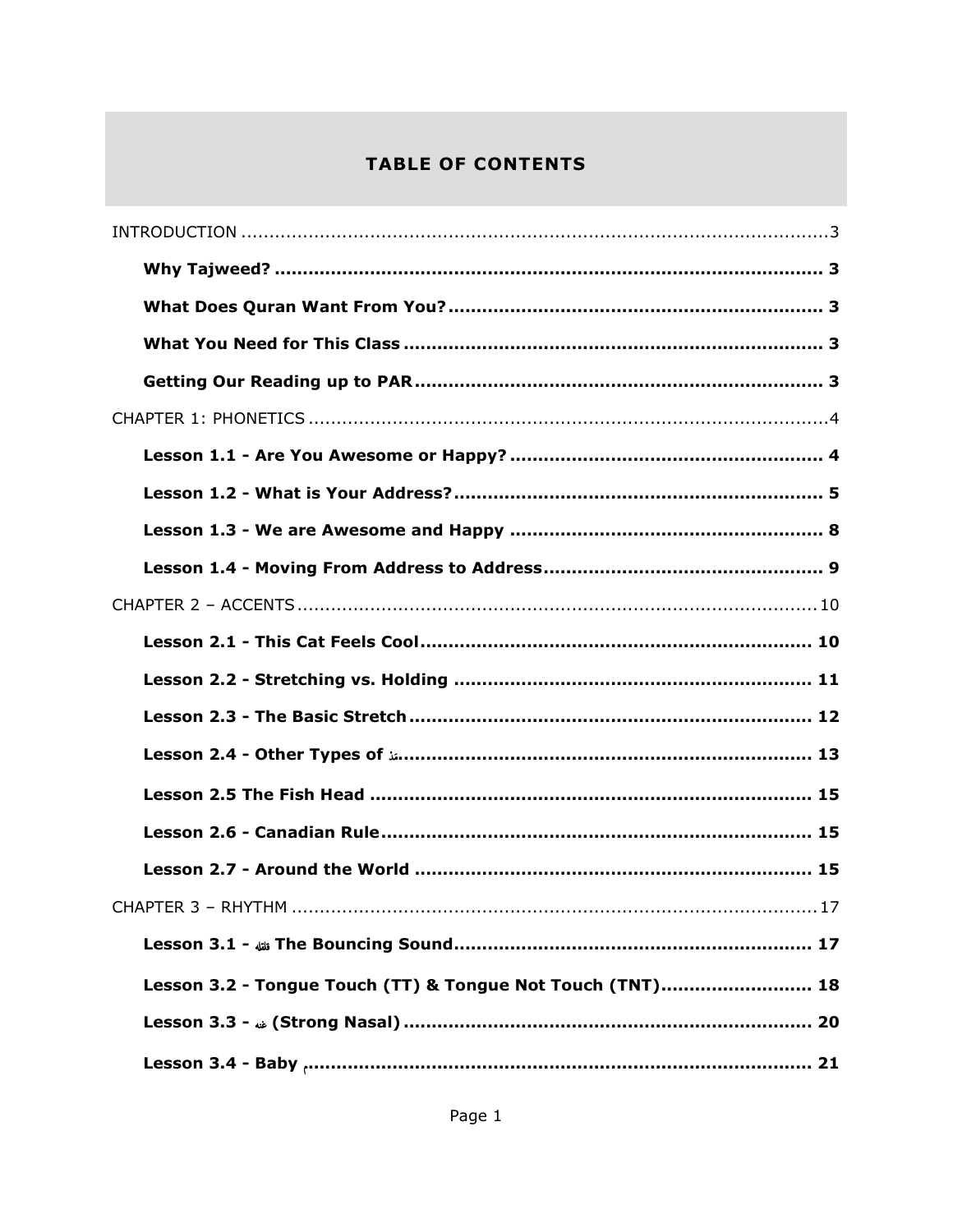# TABLE OF CONTENTS

INTRODUCTION ........................................................................................................3

**Why Tajweed? ................................................................................................ 3**

**What Does Quran Want From You?.................................................................. 3**

**What You Need for This Class .......................................................................... 3**

**Getting Our Reading up to PAR........................................................................ 3**

CHAPTER 1: PHONETICS ...........................................................................................4

**Lesson 1.1 - Are You Awesome or Happy? ....................................................... 4**

**Lesson 1.2 - What is Your Address?................................................................. 5**

**Lesson 1.3 - We are Awesome and Happy ....................................................... 8**

**Lesson 1.4 - Moving From Address to Address................................................. 9**

CHAPTER 2 – ACCENTS ............................................................................................10

**Lesson 2.1 - This Cat Feels Cool..................................................................... 10**

**Lesson 2.2 - Stretching vs. Holding ............................................................... 11**

**Lesson 2.3 - The Basic Stretch....................................................................... 12**

**Lesson 2.4 - Other Types of مَدّ........................................................................ 13**

**Lesson 2.5 The Fish Head ............................................................................. 15**

**Lesson 2.6 - Canadian Rule............................................................................ 15**

**Lesson 2.7 - Around the World ...................................................................... 15**

CHAPTER 3 – RHYTHM ............................................................................................17

**Lesson 3.1 - قلقلة The Bouncing Sound............................................................. 17**

**Lesson 3.2 - Tongue Touch (TT) & Tongue Not Touch (TNT).......................... 18**

**Lesson 3.3 - غنه (Strong Nasal) ........................................................................ 20**

**Lesson 3.4 - Baby م ......................................................................................... 21**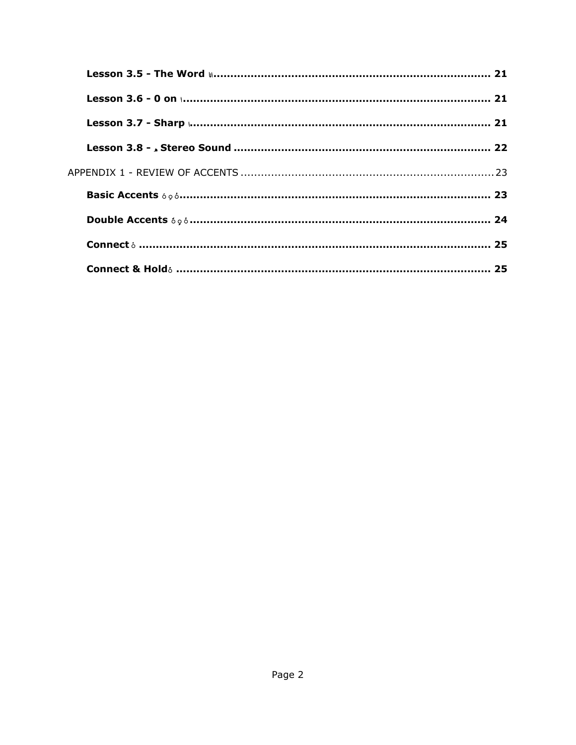**Lesson 3.5 - The Word ꙮ** ........................................................................ **21**

**Lesson 3.6 - 0 on ׀** ........................................................................ **21**

**Lesson 3.7 - Sharp ׀** ........................................................................ **21**

**Lesson 3.8 - ‚ Stereo Sound** ........................................................................ **22**

APPENDIX 1 - REVIEW OF ACCENTS ........................................................................ 23

**Basic Accents ó ọ ó** ........................................................................ **23**

**Double Accents ő ọ ó** ........................................................................ **24**

**Connect ȯ** ........................................................................ **25**

**Connect & Hold ȯ** ........................................................................ **25**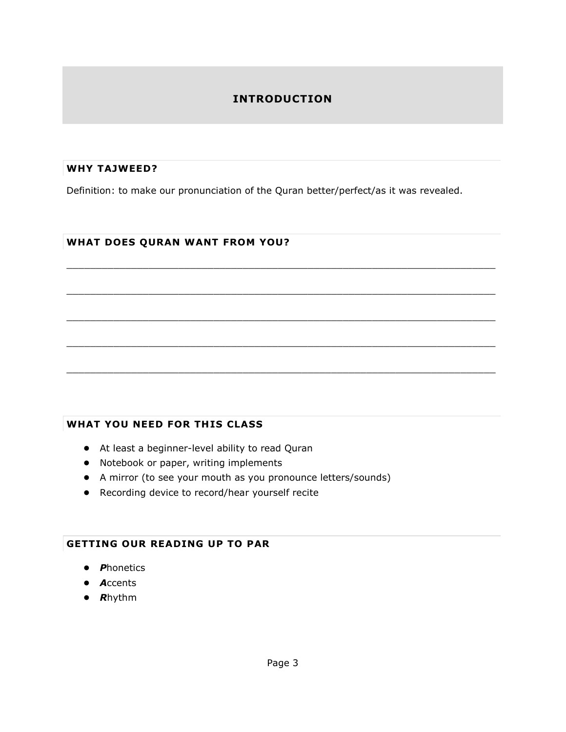# INTRODUCTION

## WHY TAJWEED?

Definition: to make our pronunciation of the Quran better/perfect/as it was revealed.

## WHAT DOES QURAN WANT FROM YOU?

___________________________________________________________________________

___________________________________________________________________________

___________________________________________________________________________

___________________________________________________________________________

___________________________________________________________________________

## WHAT YOU NEED FOR THIS CLASS

- At least a beginner-level ability to read Quran
- Notebook or paper, writing implements
- A mirror (to see your mouth as you pronounce letters/sounds)
- Recording device to record/hear yourself recite

## GETTING OUR READING UP TO PAR

- ***P***honetics
- ***A***ccents
- ***R***hythm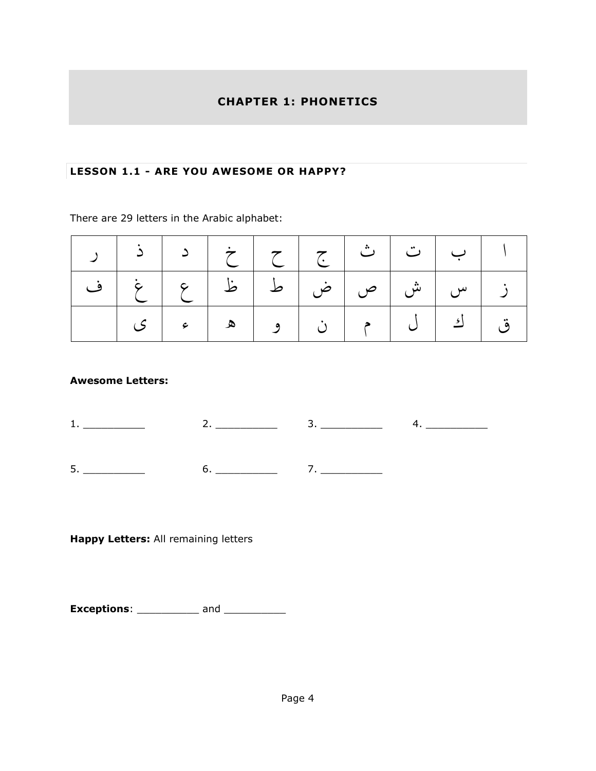## CHAPTER 1: PHONETICS

### LESSON 1.1 - ARE YOU AWESOME OR HAPPY?

There are 29 letters in the Arabic alphabet:

| ر | ذ | د | خ | ح | ج | ث | ت | ب | ا |
|---|---|---|---|---|---|---|---|---|---|
| ف | غ | ع | ظ | ط | ض | ص | ش | س | ز |
| | ى | ء | ه | و | ن | م | ل | ك | ق |

**Awesome Letters:**

1. __________ 2. __________ 3. __________ 4. __________

5. __________ 6. __________ 7. __________

**Happy Letters:** All remaining letters

**Exceptions**: __________ and __________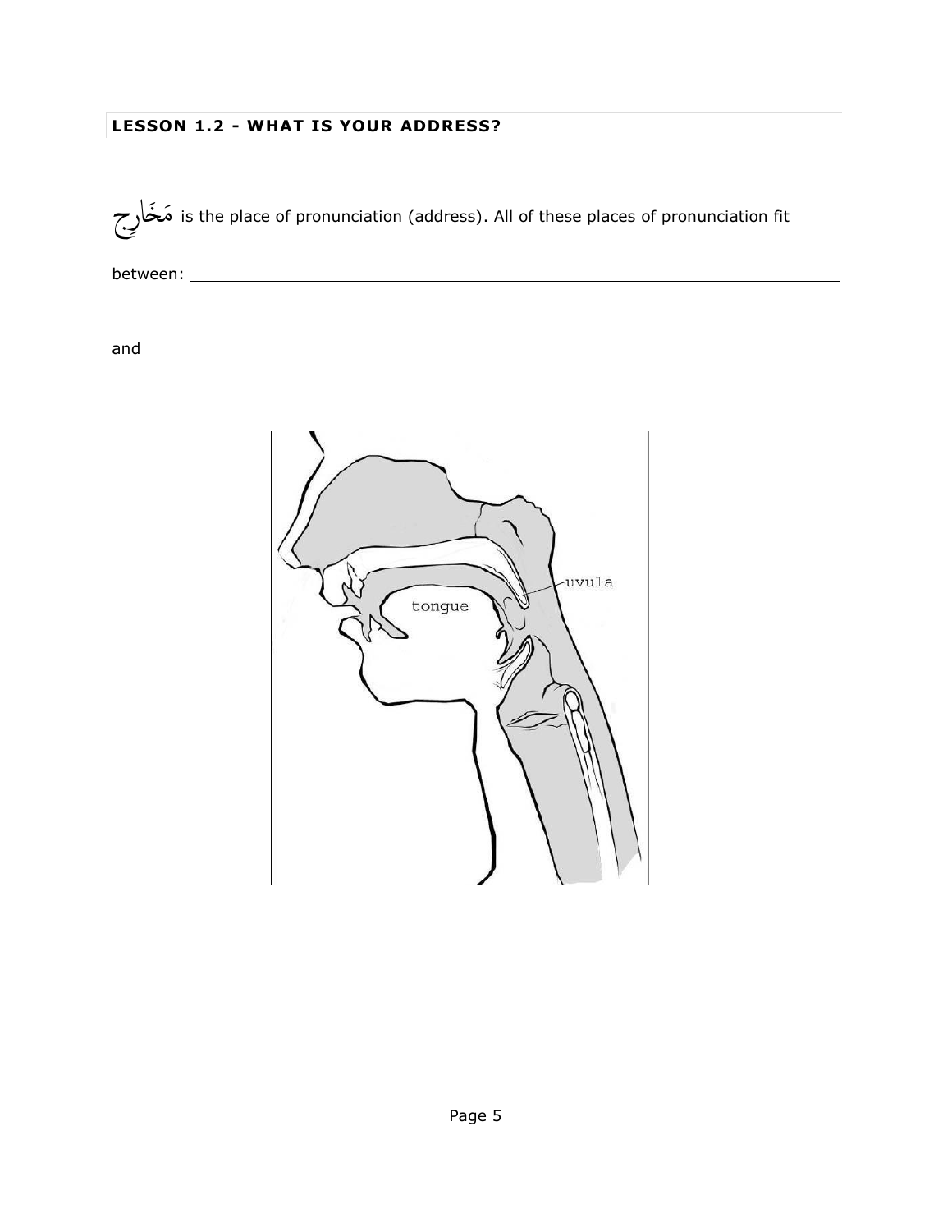## LESSON 1.2 - WHAT IS YOUR ADDRESS?

مَخَارِج is the place of pronunciation (address). All of these places of pronunciation fit

between: ___________________________________________

and ___________________________________________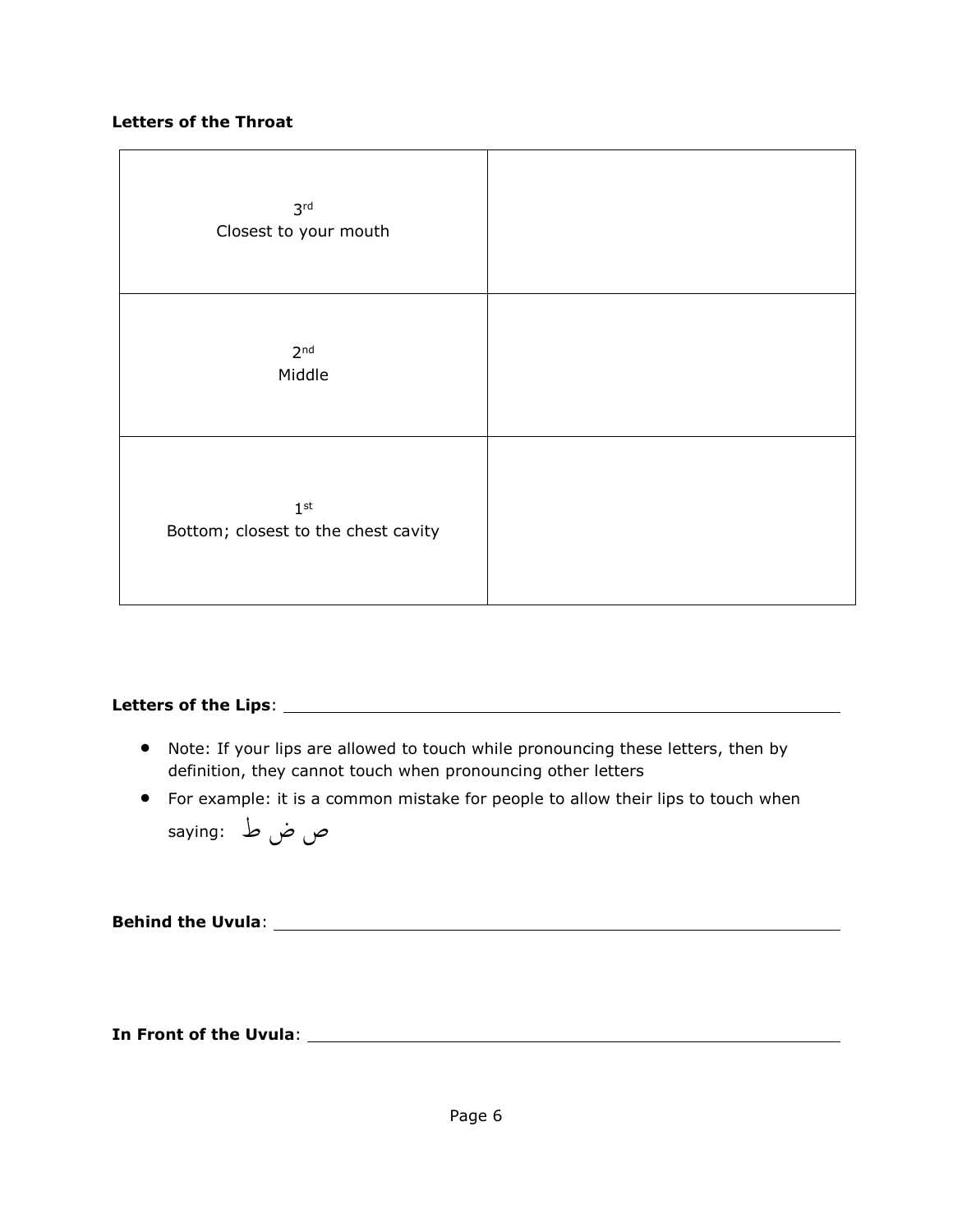**Letters of the Throat**

| | |
|---|---|
| 3rd<br>Closest to your mouth | |
| 2nd<br>Middle | |
| 1st<br>Bottom; closest to the chest cavity | |

**Letters of the Lips**: ____________________________________________

- Note: If your lips are allowed to touch while pronouncing these letters, then by definition, they cannot touch when pronouncing other letters
- For example: it is a common mistake for people to allow their lips to touch when saying: ص ض ط

**Behind the Uvula**: ____________________________________________

**In Front of the Uvula**: ____________________________________________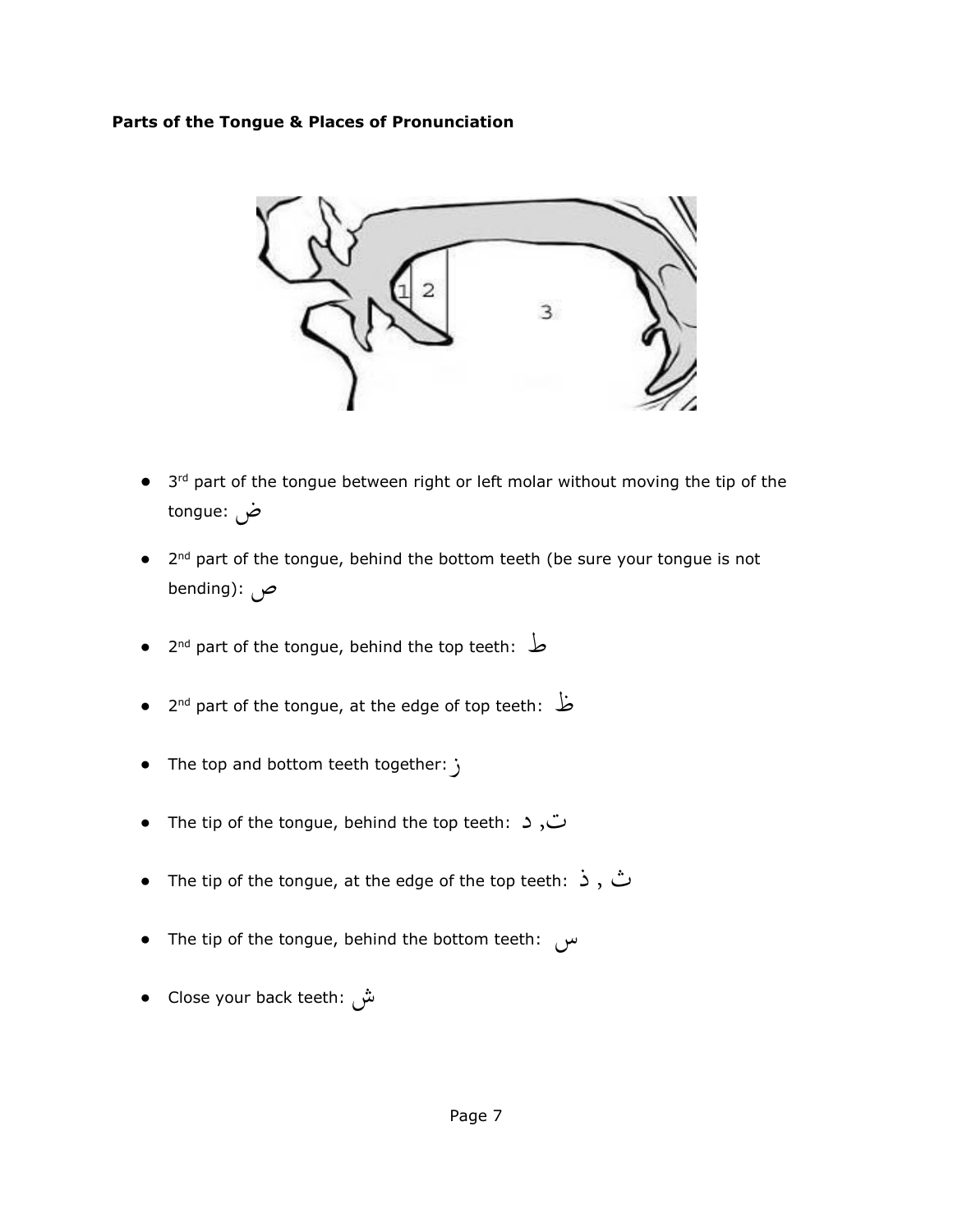**Parts of the Tongue & Places of Pronunciation**

- 3rd part of the tongue between right or left molar without moving the tip of the tongue: ض
- 2nd part of the tongue, behind the bottom teeth (be sure your tongue is not bending): ص
- 2nd part of the tongue, behind the top teeth: ط
- 2nd part of the tongue, at the edge of top teeth: ظ
- The top and bottom teeth together: ز
- The tip of the tongue, behind the top teeth: ت, د
- The tip of the tongue, at the edge of the top teeth: ث , ذ
- The tip of the tongue, behind the bottom teeth: س
- Close your back teeth: ش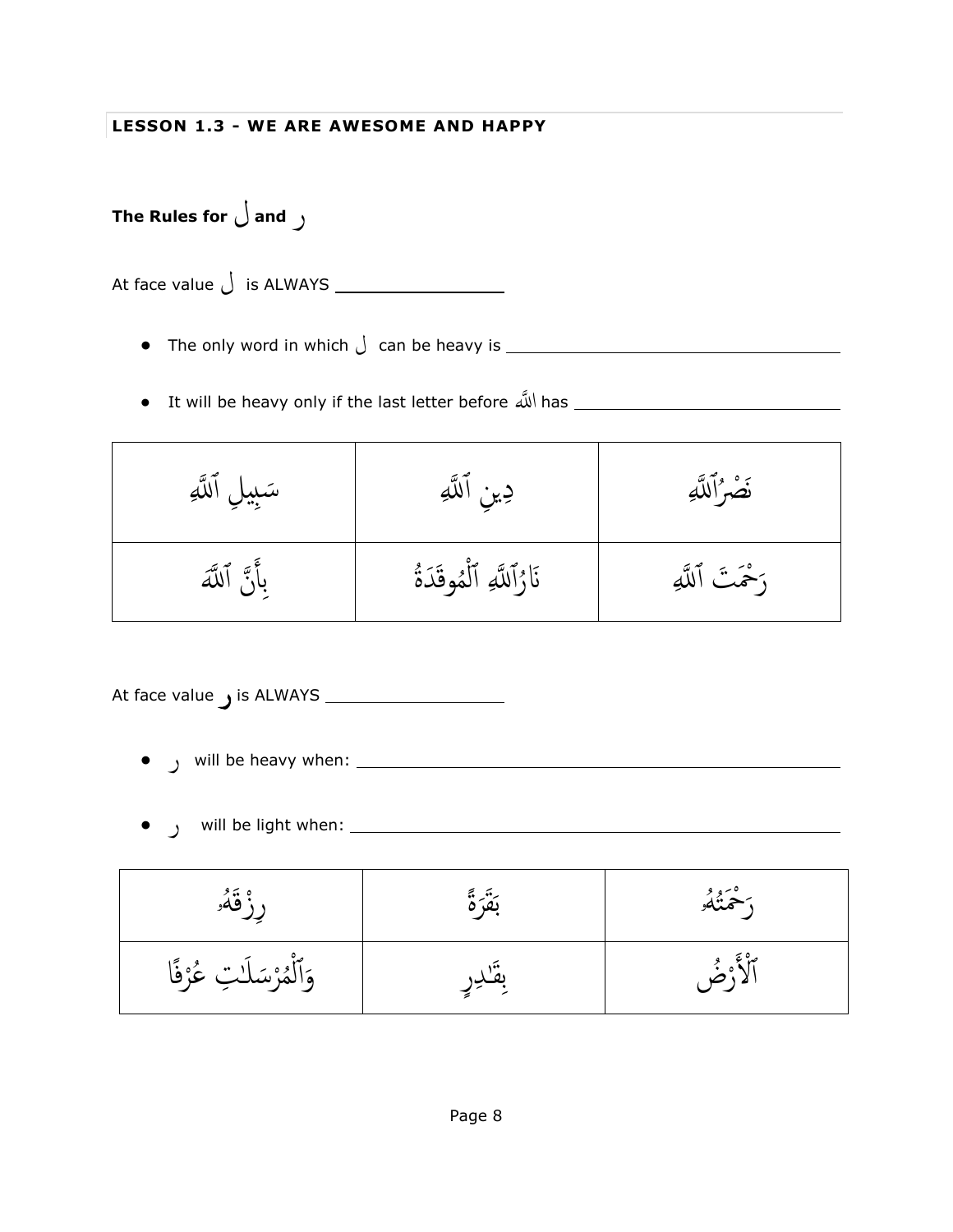## LESSON 1.3 - WE ARE AWESOME AND HAPPY

### The Rules for ل and ر

At face value ل is ALWAYS ________________

- The only word in which ل can be heavy is ________________________________
- It will be heavy only if the last letter before ٱللَّه has ____________________________

| | | |
|---|---|---|
| سَبِيلِ ٱللَّهِ | دِينِ ٱللَّهِ | نَصْرُ ٱللَّهِ |
| بِأَنَّ ٱللَّهَ | نَارُ ٱللَّهِ ٱلْمُوقَدَةُ | رَحْمَتَ ٱللَّهِ |

At face value ر is ALWAYS ________________

- ر will be heavy when: ________________________________________________
- ر will be light when: ________________________________________________

| | | |
|---|---|---|
| رِزْقَهُۥ | بَقَرَةً | رَحْمَتُهُۥ |
| وَٱلْمُرْسَلَٰتِ عُرْفًا | بِقَٰدِرٍ | ٱلْأَرْضُ |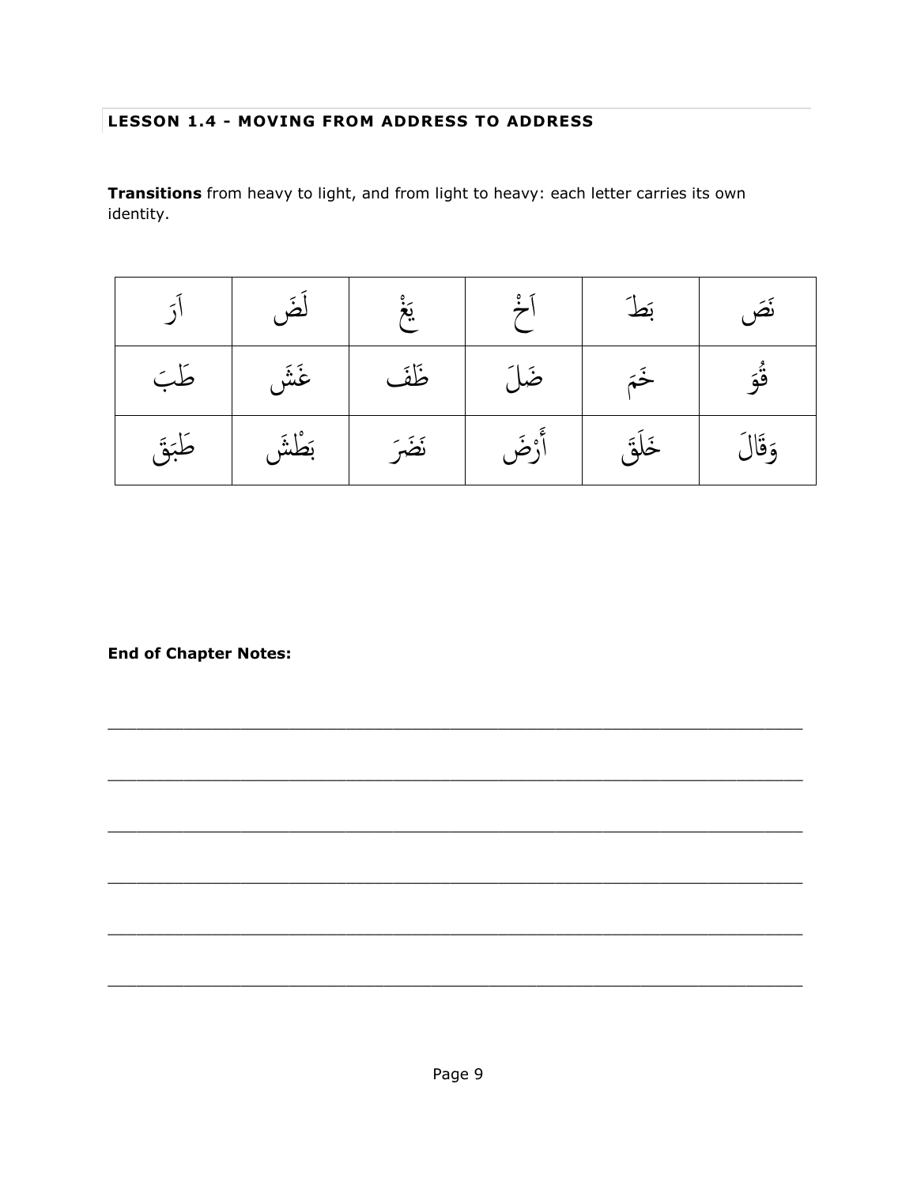### LESSON 1.4 - MOVING FROM ADDRESS TO ADDRESS

**Transitions** from heavy to light, and from light to heavy: each letter carries its own identity.

| اَرَ | لَضَ | يَغْ | اَخْ | بَطَ | نَصَ |
|---|---|---|---|---|---|
| طَبَ | غَشَ | ظَفَ | ضَلَ | خَمَ | قُوَ |
| طَبَقَ | بَطْشَ | نَضَرَ | أَرْضَ | خَلَقَ | وَقَالَ |

**End of Chapter Notes:**

______________________________________________________________________

______________________________________________________________________

______________________________________________________________________

______________________________________________________________________

______________________________________________________________________

______________________________________________________________________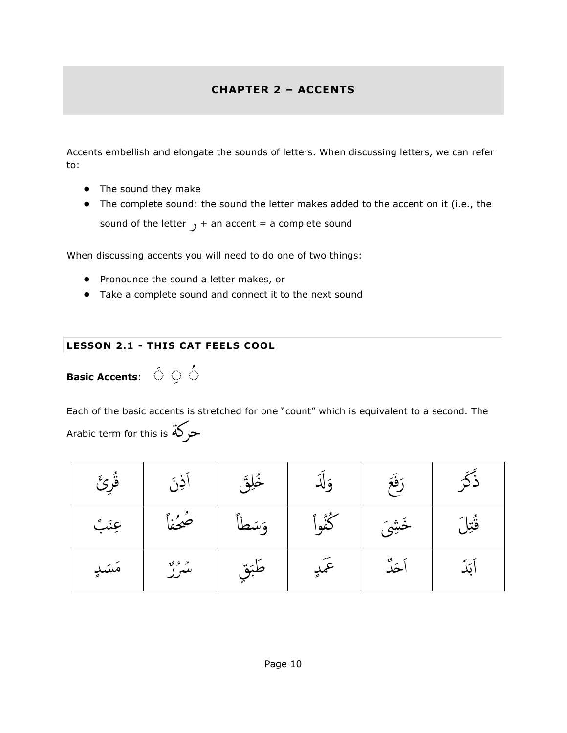## CHAPTER 2 – ACCENTS

Accents embellish and elongate the sounds of letters. When discussing letters, we can refer to:

- The sound they make
- The complete sound: the sound the letter makes added to the accent on it (i.e., the sound of the letter ر + an accent = a complete sound

When discussing accents you will need to do one of two things:

- Pronounce the sound a letter makes, or
- Take a complete sound and connect it to the next sound

### LESSON 2.1 - THIS CAT FEELS COOL

**Basic Accents**: ◌َ ◌ِ ◌ُ

Each of the basic accents is stretched for one "count" which is equivalent to a second. The Arabic term for this is حركة

| قُرِئَ | اَذِنَ | خُلِقَ | وَلَدَ | رَفَعَ | ذَكَرَ |
|---|---|---|---|---|---|
| عِنَبً | صُحُفاً | وَسَطاً | كُفُواً | خَشِيَ | قُتِلَ |
| مَسَدٍ | سُرُرٌ | طَبَقٍ | عَمَدٍ | اَحَدٌ | اَبَدً |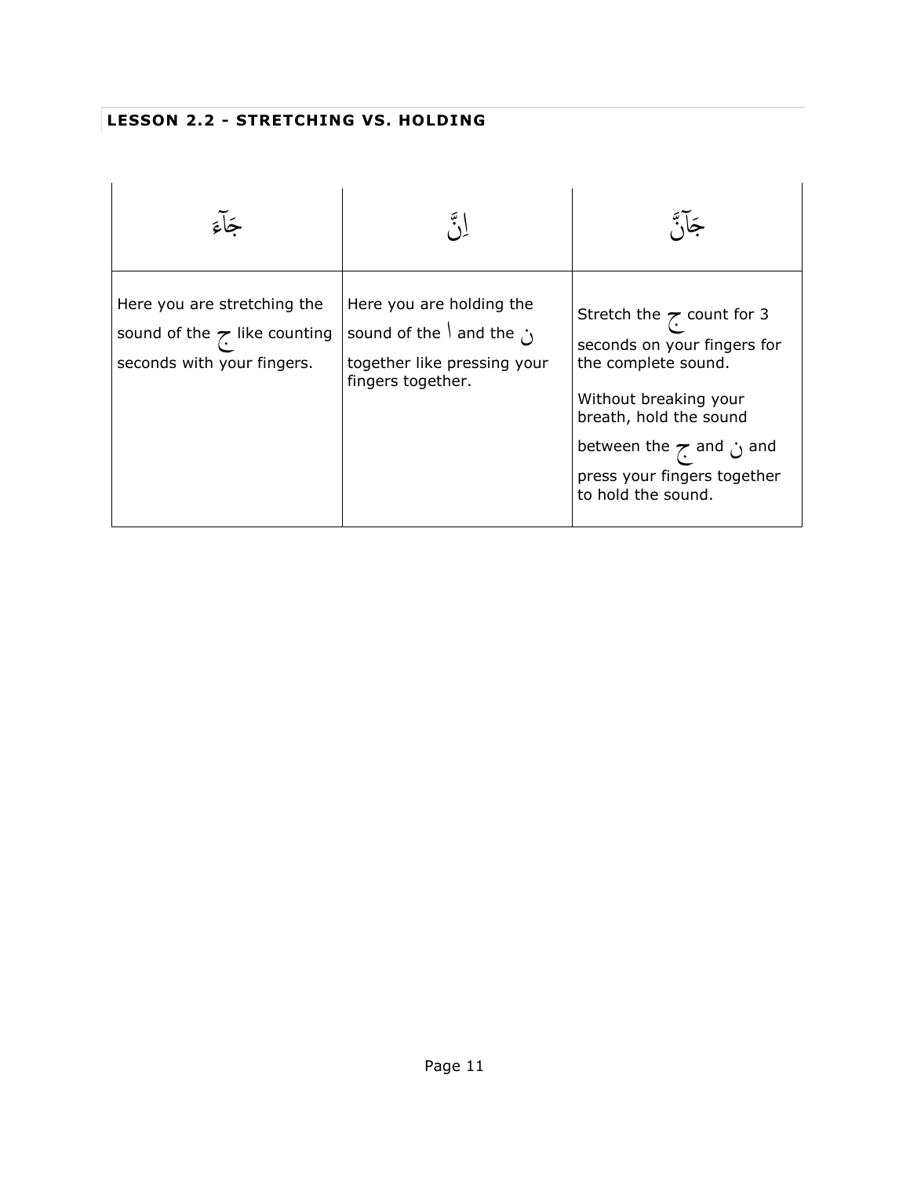### LESSON 2.2 - STRETCHING VS. HOLDING

| جَآءَ | اِنَّ | جَآنَّ |
|---|---|---|
| Here you are stretching the sound of the ج like counting seconds with your fingers. | Here you are holding the sound of the ا and the ن together like pressing your fingers together. | Stretch the ج count for 3 seconds on your fingers for the complete sound. Without breaking your breath, hold the sound between the ج and ن and press your fingers together to hold the sound. |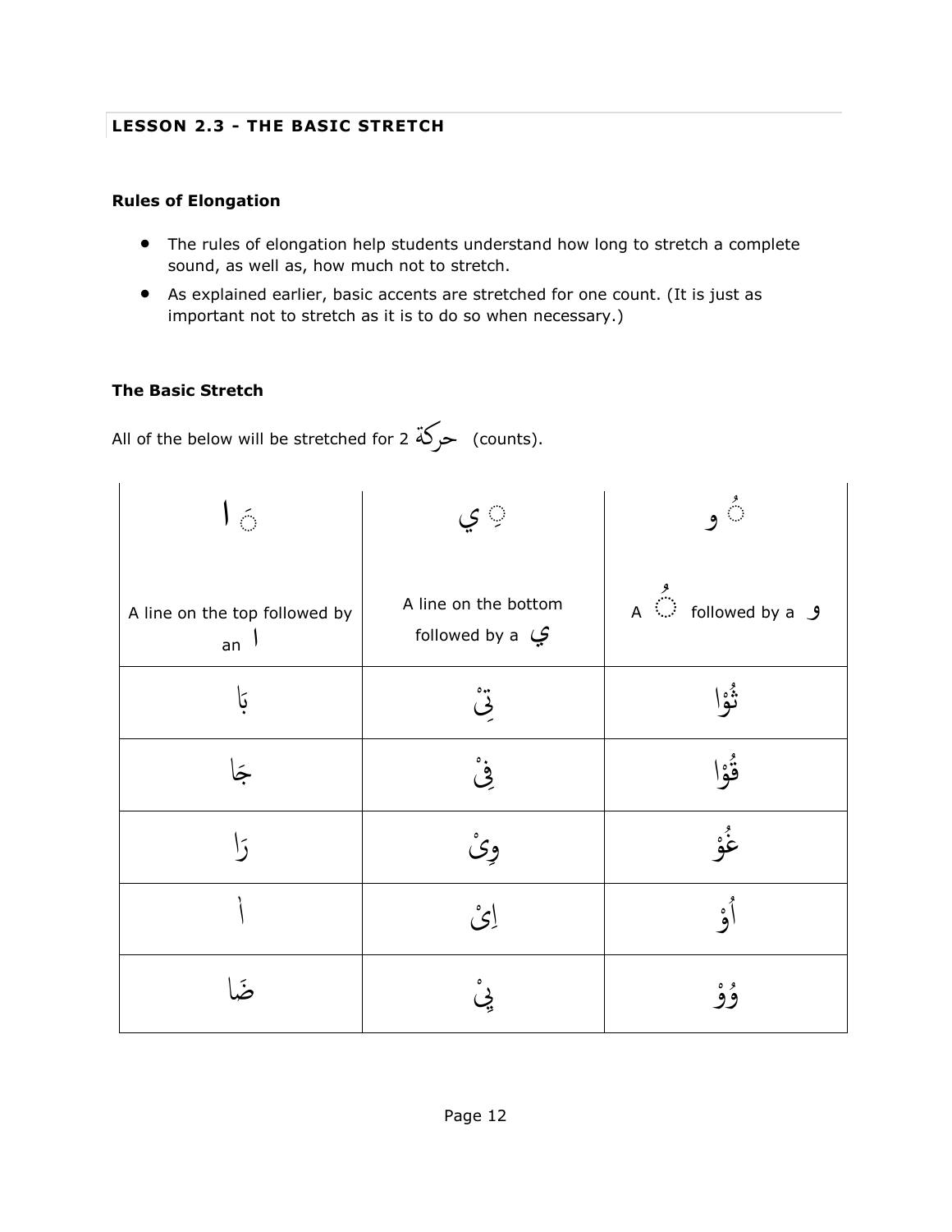## LESSON 2.3 - THE BASIC STRETCH

### Rules of Elongation

- The rules of elongation help students understand how long to stretch a complete sound, as well as, how much not to stretch.
- As explained earlier, basic accents are stretched for one count. (It is just as important not to stretch as it is to do so when necessary.)

### The Basic Stretch

All of the below will be stretched for 2 حركة (counts).

| ◌َ ا | ◌ِ ي | ◌ُ و |
|---|---|---|
| A line on the top followed by an ا | A line on the bottom followed by a ي | A ◌ُ followed by a و |
| بَا | تِيْ | ثُوْا |
| جَا | فِيْ | قُوْا |
| رَا | وِيْ | غُوْ |
| اَ | اِيْ | اُوْ |
| ضَا | يِيْ | وُوْ |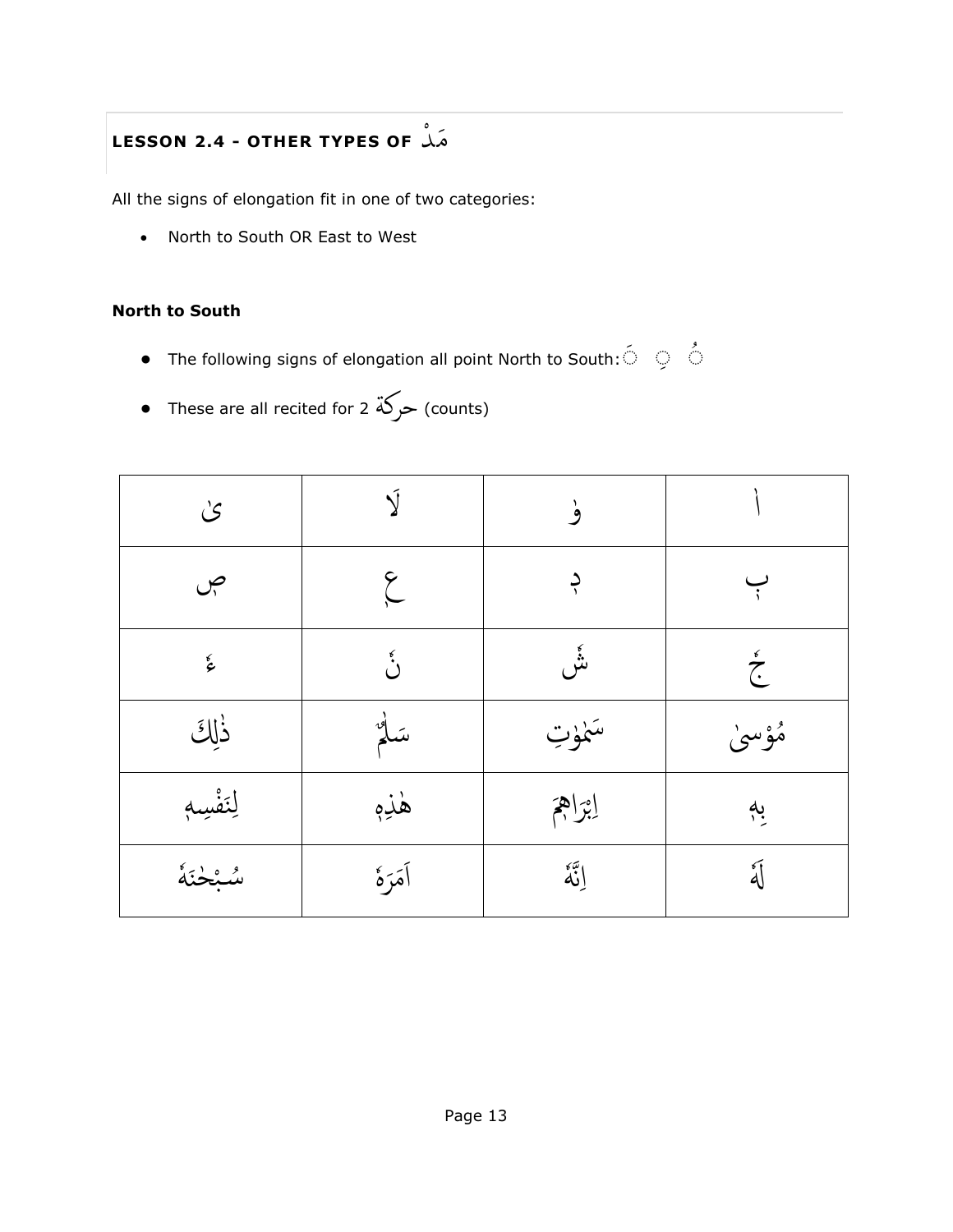## LESSON 2.4 - OTHER TYPES OF مَدْ

All the signs of elongation fit in one of two categories:

- North to South OR East to West

**North to South**

- The following signs of elongation all point North to South: ◌ٰ ◌ٖ ◌ٗ
- These are all recited for 2 حركة (counts)

| | | | |
|---|---|---|---|
| ىٰ | لَا | وٰ | اٰ |
| صٖ | عٖ | دٖ | بٖ |
| ءٗ | نٗ | شٗ | جٗ |
| ذٰلِكَ | سَلٰمٌ | سَمٰوٰتِ | مُوْسٰى |
| لِنَفْسِهٖ | هٰذِهٖ | اِبْرٰهٖمَ | بِهٖ |
| سُبْحٰنَهٗ | اَمَرَهٗ | اِنَّهٗ | لَهٗ |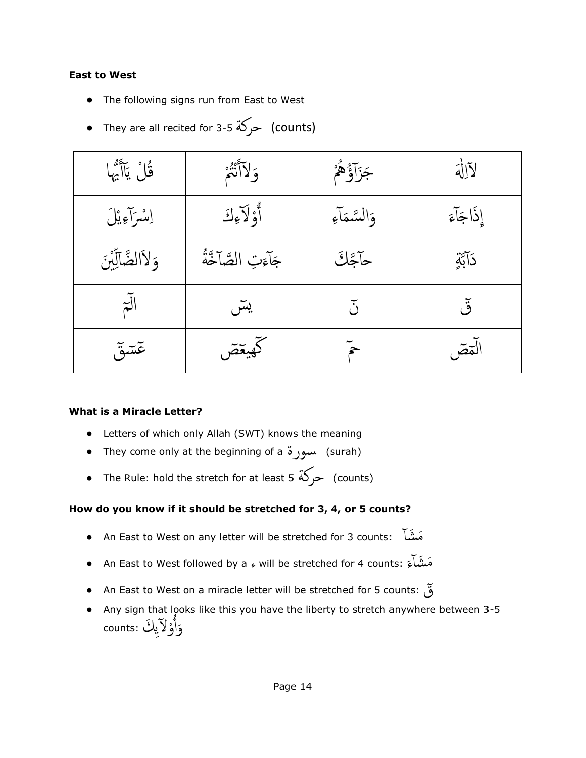**East to West**

- The following signs run from East to West
- They are all recited for 3-5 حركة (counts)

| قُلْ يَآأَيُّهَا | وَلآأَنْتُمْ | جَزَآؤُهُمْ | لآإِلٰهَ |
|---|---|---|---|
| اِسْرَآءِيْلَ | أُوْلَآءِكَ | وَالسَّمَآءِ | إِذَاجَآءَ |
| وَلاَالضَّآلِّيْنَ | جَآءَتِ الصَّآخَّةُ | حآجَّكَ | دَآبَّةٍ |
| الٓمٓ | يٓسٓ | نٓ | قٓ |
| عٓسٓقٓ | كٓهيعٓصٓ | حمٓ | الٓمٓصٓ |

**What is a Miracle Letter?**

- Letters of which only Allah (SWT) knows the meaning
- They come only at the beginning of a سورة (surah)
- The Rule: hold the stretch for at least 5 حركة (counts)

**How do you know if it should be stretched for 3, 4, or 5 counts?**

- An East to West on any letter will be stretched for 3 counts: مَشَآ
- An East to West followed by a ء will be stretched for 4 counts: مَشَآءَ
- An East to West on a miracle letter will be stretched for 5 counts: قٓ
- Any sign that looks like this you have the liberty to stretch anywhere between 3-5 counts: وَأُوْلآيِكَ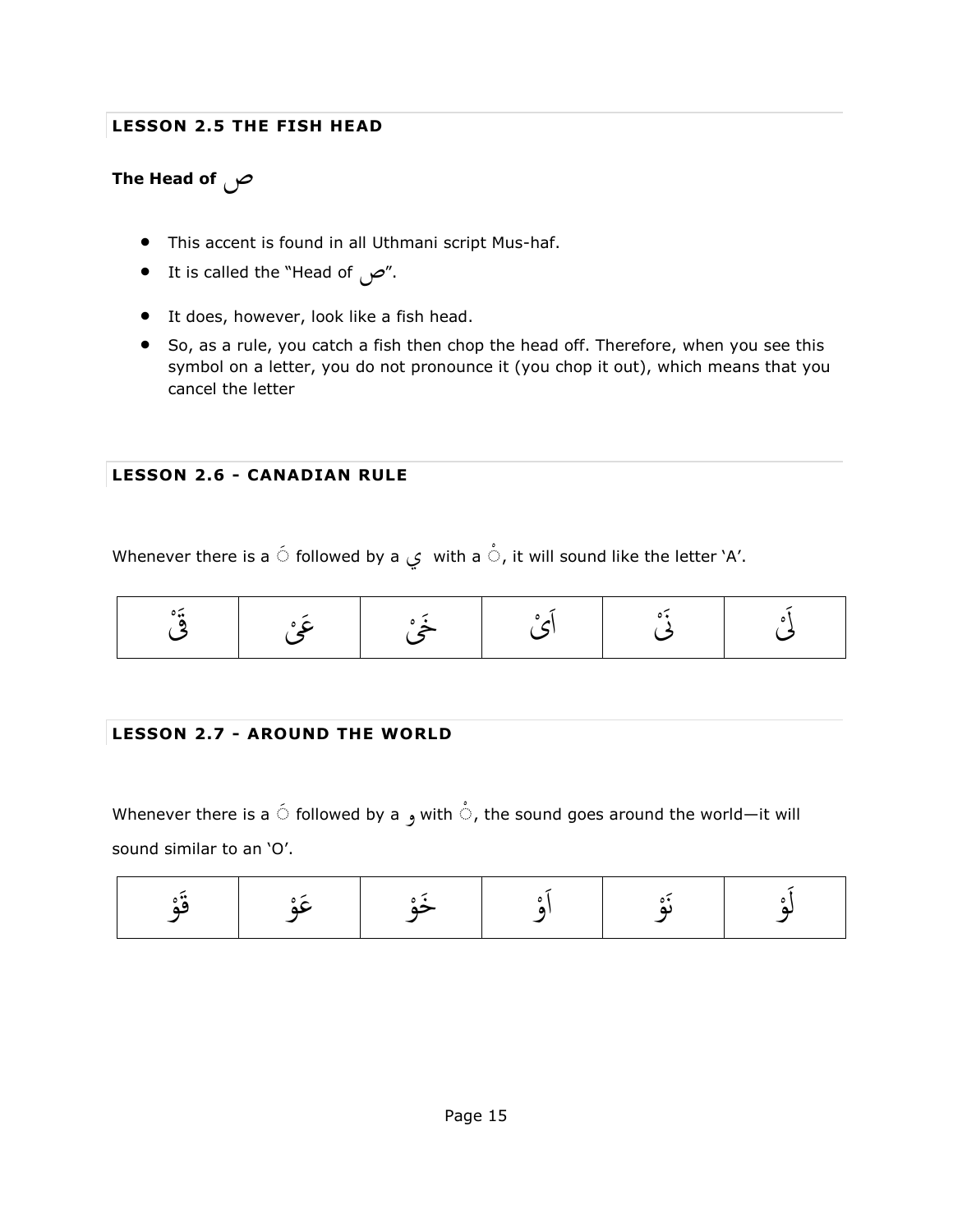## LESSON 2.5 THE FISH HEAD

### The Head of ص

- This accent is found in all Uthmani script Mus-haf.
- It is called the "Head of ص".
- It does, however, look like a fish head.
- So, as a rule, you catch a fish then chop the head off. Therefore, when you see this symbol on a letter, you do not pronounce it (you chop it out), which means that you cancel the letter

## LESSON 2.6 - CANADIAN RULE

Whenever there is a ◌َ followed by a ي with a ◌ْ, it will sound like the letter 'A'.

| قَىْ | عَىْ | خَىْ | اَىْ | نَىْ | لَىْ |
|---|---|---|---|---|---|

## LESSON 2.7 - AROUND THE WORLD

Whenever there is a ◌َ followed by a و with ◌ْ, the sound goes around the world—it will sound similar to an 'O'.

| قَوْ | عَوْ | خَوْ | اَوْ | نَوْ | لَوْ |
|---|---|---|---|---|---|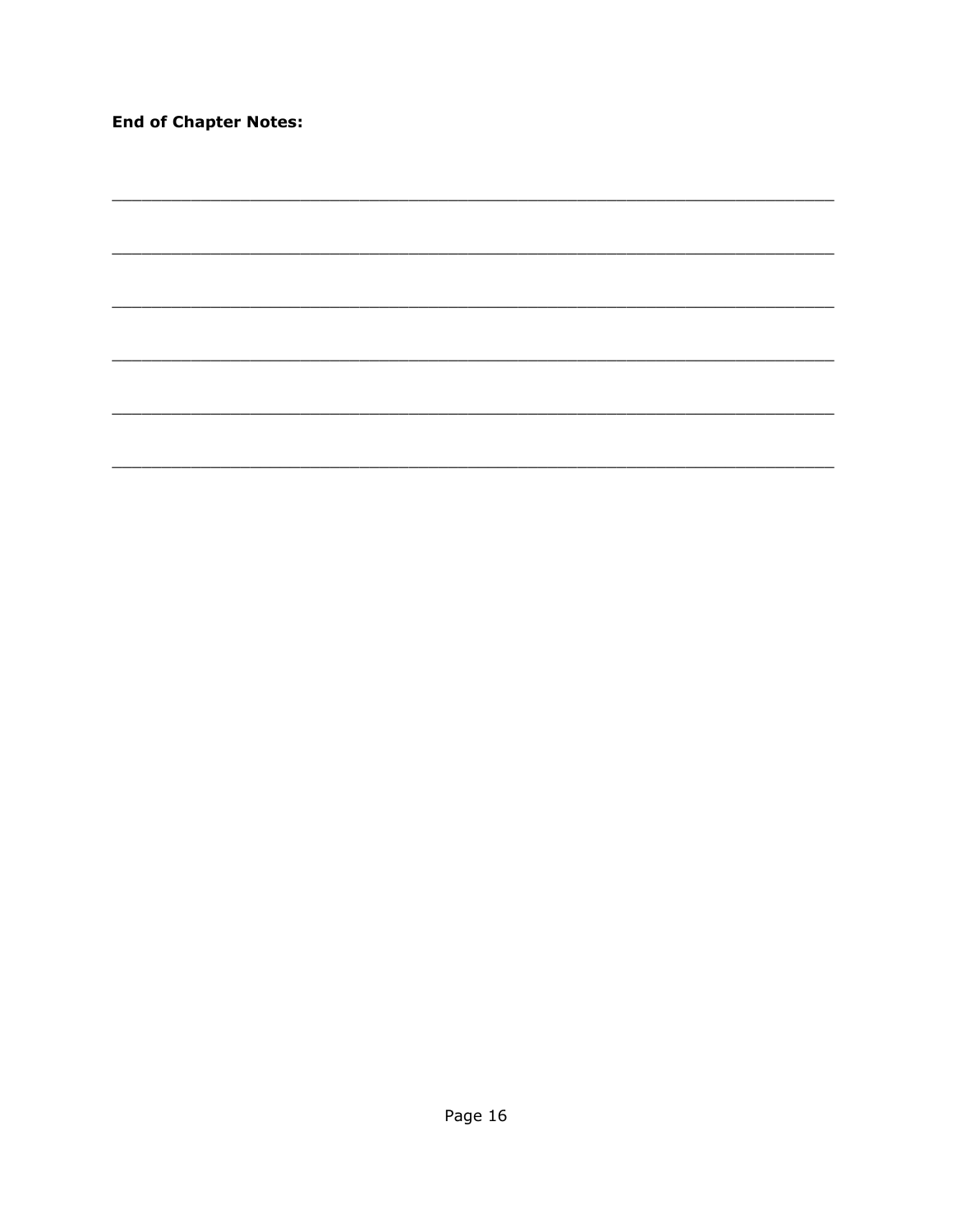**End of Chapter Notes:**

___________________________________________________________________________

___________________________________________________________________________

___________________________________________________________________________

___________________________________________________________________________

___________________________________________________________________________

___________________________________________________________________________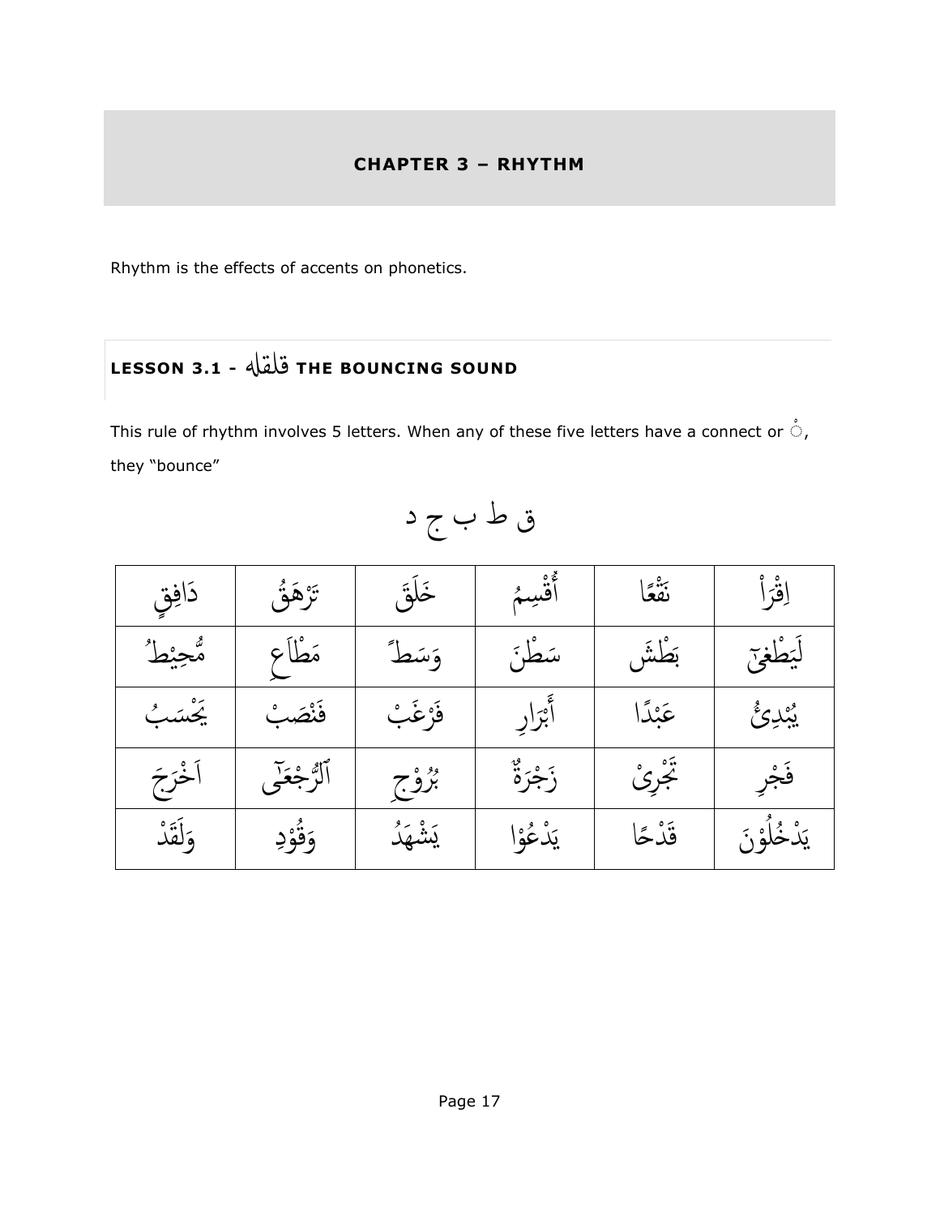## CHAPTER 3 – RHYTHM

Rhythm is the effects of accents on phonetics.

### LESSON 3.1 - قلقله THE BOUNCING SOUND

This rule of rhythm involves 5 letters. When any of these five letters have a connect or ْ, they "bounce"

ق ط ب ج د

| دَافِقٍ | تَرْهَقُ | خَلَقَ | أُقْسِمُ | نَقْعًا | اِقْرَأْ |
|---|---|---|---|---|---|
| مُّحِيْطُ | مَطْاَعٍ | وَسَطًا | سَطْنَ | بَطْشَ | لَيَطْغىٓ |
| يَحْسَبُ | فَنْصَبْ | فَرْغَبْ | أَبْرَارِ | عَبْدًا | يُبْدِئُ |
| اَخْرَجَ | اَلرُّجْعٰى | بُرُوْجِ | زَجْرَةٌ | تَجْرِىْ | فَجْرِ |
| وَلَقَدْ | وَقُوْدِ | يَشْهَدُ | يَدْعُوْا | قَدْحًا | يَدْخُلُوْنَ |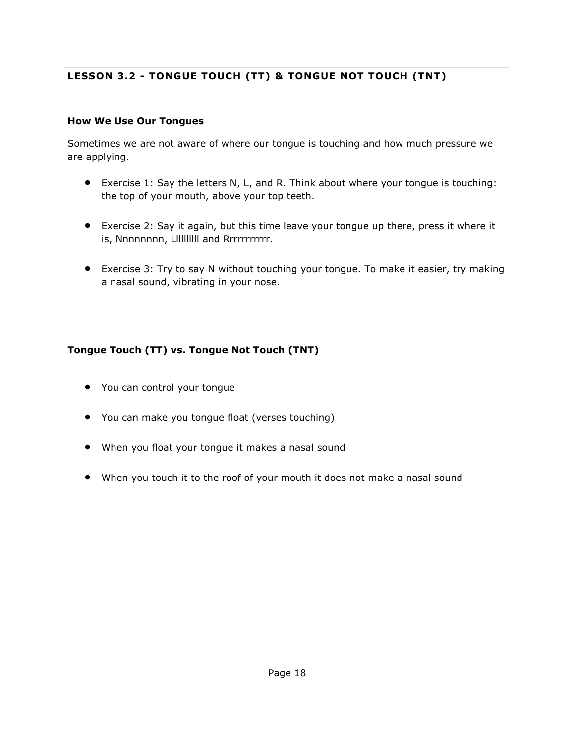## LESSON 3.2 - TONGUE TOUCH (TT) & TONGUE NOT TOUCH (TNT)

### How We Use Our Tongues

Sometimes we are not aware of where our tongue is touching and how much pressure we are applying.

- Exercise 1: Say the letters N, L, and R. Think about where your tongue is touching: the top of your mouth, above your top teeth.
- Exercise 2: Say it again, but this time leave your tongue up there, press it where it is, Nnnnnnnn, Lllllllll and Rrrrrrrrrrr.
- Exercise 3: Try to say N without touching your tongue. To make it easier, try making a nasal sound, vibrating in your nose.

### Tongue Touch (TT) vs. Tongue Not Touch (TNT)

- You can control your tongue
- You can make you tongue float (verses touching)
- When you float your tongue it makes a nasal sound
- When you touch it to the roof of your mouth it does not make a nasal sound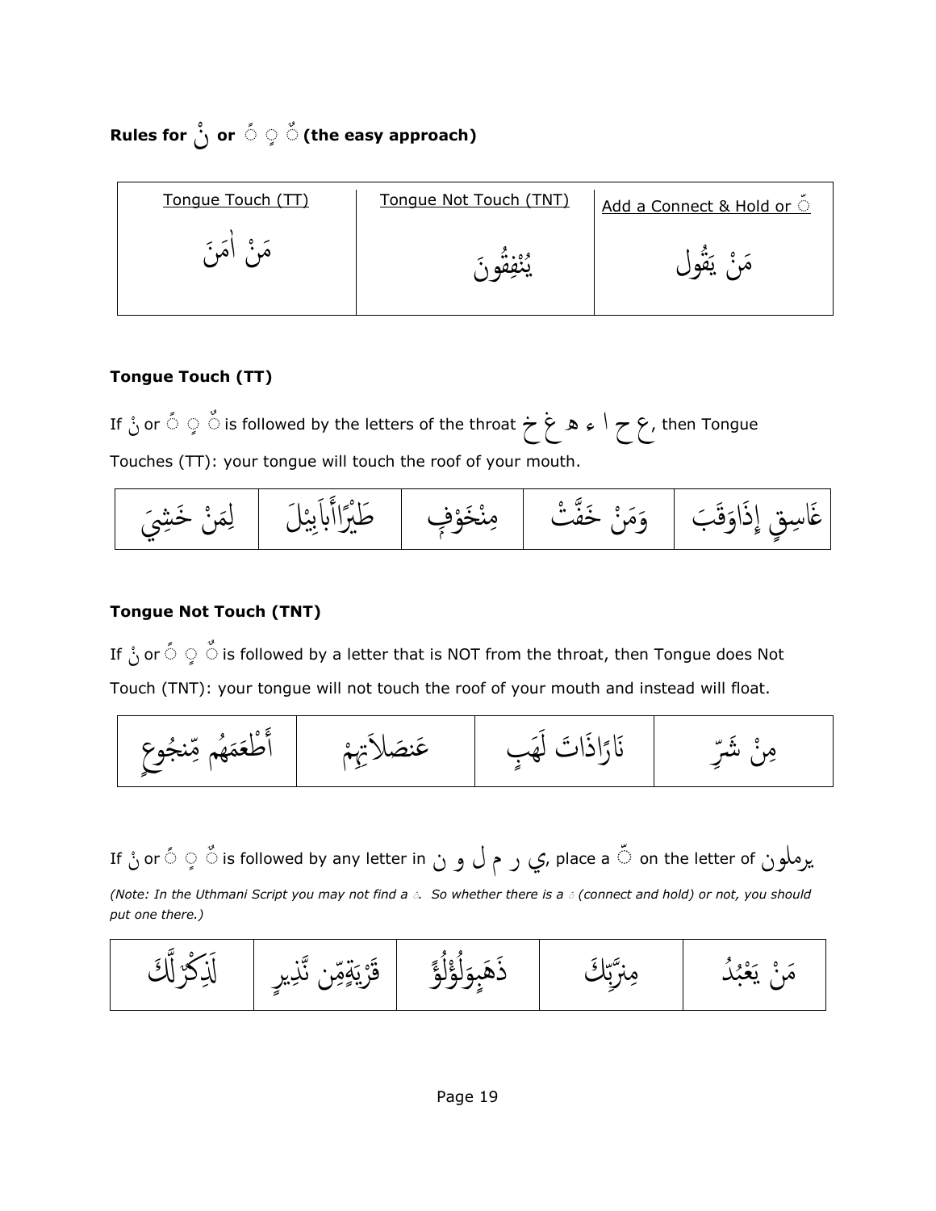**Rules for نْ or ً ٍ ٌ (the easy approach)**

| Tongue Touch (TT) | Tongue Not Touch (TNT) | Add a Connect & Hold or ّ |
|---|---|---|
| مَنْ اٰمَنَ | يُنْفِقُونَ | مَنْ يَقُول |

**Tongue Touch (TT)**

If نْ or ً ٍ ٌ is followed by the letters of the throat ع ح ا ء ه غ خ, then Tongue Touches (TT): your tongue will touch the roof of your mouth.

| غَاسِقٍ إِذَاوَقَبَ | وَمَنْ خَفَّتْ | مِنْخَوْفٍ | طَيْرًاأَبَابِيْلَ | لِمَنْ خَشِيَ |
|---|---|---|---|---|

**Tongue Not Touch (TNT)**

If نْ or ً ٍ ٌ is followed by a letter that is NOT from the throat, then Tongue does Not Touch (TNT): your tongue will not touch the roof of your mouth and instead will float.

| مِنْ شَرِّ | نَارًاذَاتَ لَهَبٍ | عَنصَلاَتِهِمْ | أَطْعَمَهُم مِّنجُوعٍ |
|---|---|---|---|

If نْ or ً ٍ ٌ is followed by any letter in ي ر م ل و ن, place a ّ on the letter of يرملون

*(Note: In the Uthmani Script you may not find a ّ. So whether there is a ّ (connect and hold) or not, you should put one there.)*

| مَنْ يَعْبُدُ | مِنرَّبِّكَ | ذَهَبٍوَلُؤْلُؤًا | قَرْيَةٍمِّن نَّذِيرٍ | لَذِكْرٌلَّكَ |
|---|---|---|---|---|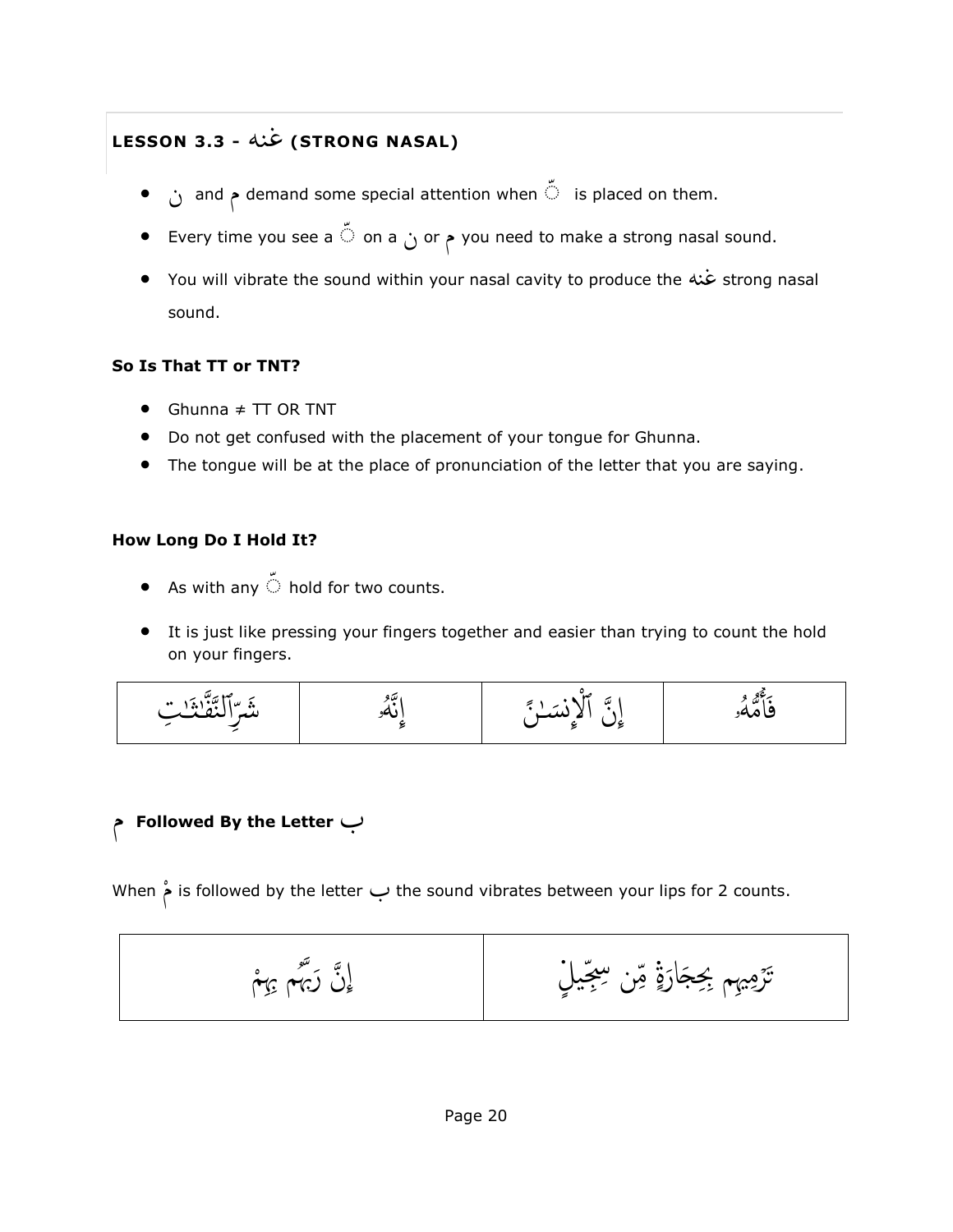## LESSON 3.3 - غنه (STRONG NASAL)

- ن and م demand some special attention when ّ is placed on them.
- Every time you see a ّ on a ن or م you need to make a strong nasal sound.
- You will vibrate the sound within your nasal cavity to produce the غنه strong nasal sound.

### So Is That TT or TNT?

- Ghunna ≠ TT OR TNT
- Do not get confused with the placement of your tongue for Ghunna.
- The tongue will be at the place of pronunciation of the letter that you are saying.

### How Long Do I Hold It?

- As with any ّ hold for two counts.
- It is just like pressing your fingers together and easier than trying to count the hold on your fingers.

| شَرِّ ٱلنَّفَّٰثَٰتِ | إِنَّهُۥ | إِنَّ ٱلْإِنسَٰنَ | فَأُمُّهُۥ |
|---|---|---|---|

### م Followed By the Letter ب

When مْ is followed by the letter ب the sound vibrates between your lips for 2 counts.

| إِنَّ رَبَّهُم بِهِمْ | تَرْمِيهِم بِحِجَارَةٍ مِّن سِجِّيلٍ |
|---|---|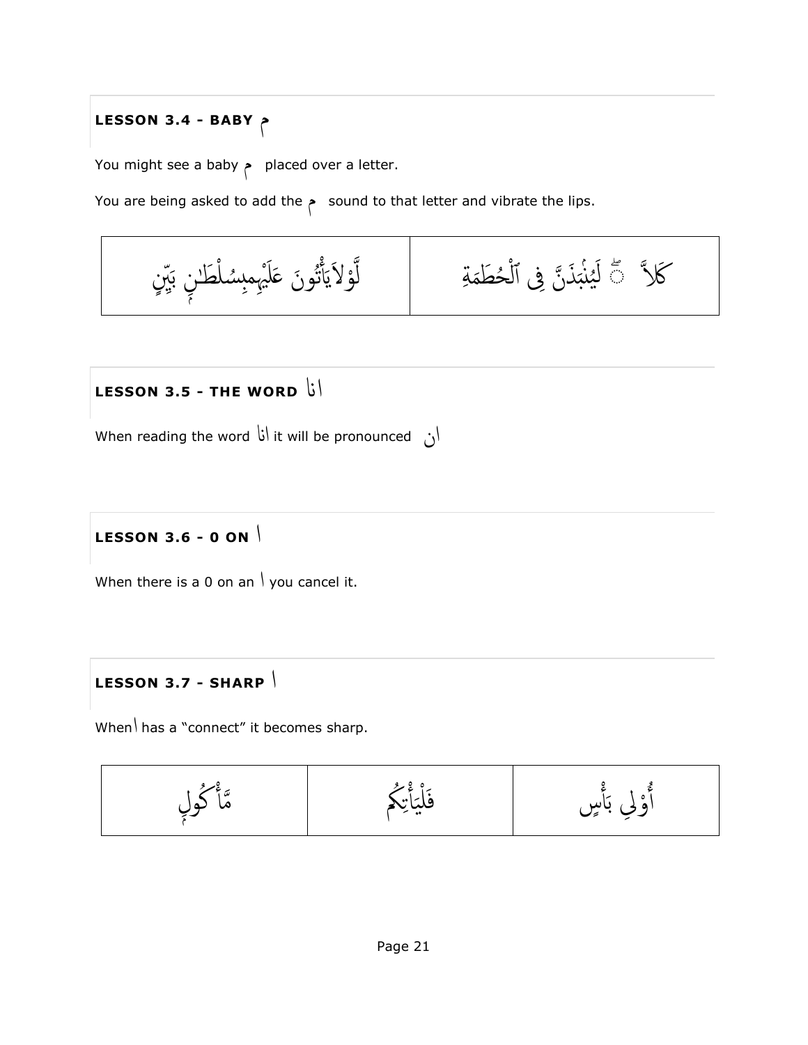### LESSON 3.4 - BABY م

You might see a baby م placed over a letter.

You are being asked to add the م sound to that letter and vibrate the lips.

| | |
|---|---|
| لَّوْلَا يَأْتُونَ عَلَيْهِم بِسُلْطَٰنٍ بَيِّنٍ | كَلَّا ۖ لَيُنۢبَذَنَّ فِى ٱلْحُطَمَةِ |

### LESSON 3.5 - THE WORD انا

When reading the word انا it will be pronounced ان

### LESSON 3.6 - 0 ON ا

When there is a 0 on an ا you cancel it.

### LESSON 3.7 - SHARP ا

When ا has a "connect" it becomes sharp.

| | | |
|---|---|---|
| مَّأْكُولٍۭ | فَلْيَأْتِكُم | أُوْلِى بَأْسٍ |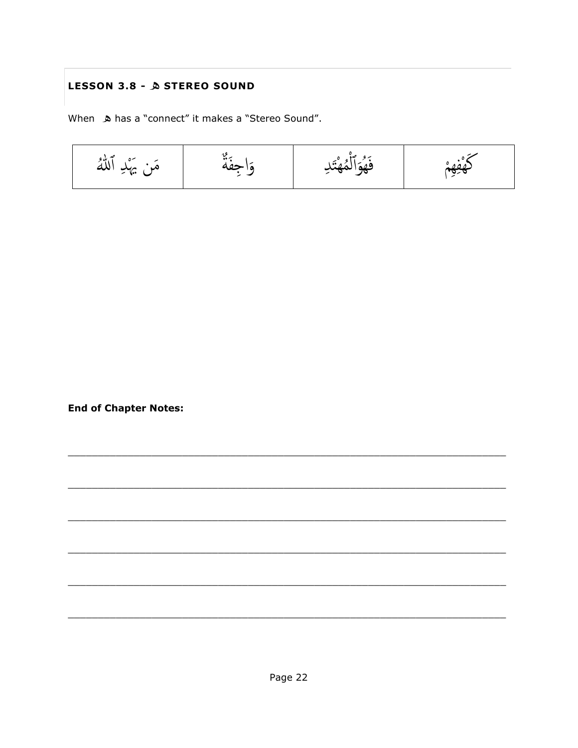### LESSON 3.8 - ه STEREO SOUND

When ه has a "connect" it makes a "Stereo Sound".

| مَن يَهْدِ ٱللَّهُ | وَاجِفَةٌ | فَهُوَ ٱلْمُهْتَدِ | كَهْفِهِمْ |
|---|---|---|---|

**End of Chapter Notes:**

\_\_\_\_\_\_\_\_\_\_\_\_\_\_\_\_\_\_\_\_\_\_\_\_\_\_\_\_\_\_\_\_\_\_\_\_\_\_\_\_\_\_\_\_\_\_\_\_\_\_\_\_\_\_\_\_\_\_\_\_\_\_\_\_

\_\_\_\_\_\_\_\_\_\_\_\_\_\_\_\_\_\_\_\_\_\_\_\_\_\_\_\_\_\_\_\_\_\_\_\_\_\_\_\_\_\_\_\_\_\_\_\_\_\_\_\_\_\_\_\_\_\_\_\_\_\_\_\_

\_\_\_\_\_\_\_\_\_\_\_\_\_\_\_\_\_\_\_\_\_\_\_\_\_\_\_\_\_\_\_\_\_\_\_\_\_\_\_\_\_\_\_\_\_\_\_\_\_\_\_\_\_\_\_\_\_\_\_\_\_\_\_\_

\_\_\_\_\_\_\_\_\_\_\_\_\_\_\_\_\_\_\_\_\_\_\_\_\_\_\_\_\_\_\_\_\_\_\_\_\_\_\_\_\_\_\_\_\_\_\_\_\_\_\_\_\_\_\_\_\_\_\_\_\_\_\_\_

\_\_\_\_\_\_\_\_\_\_\_\_\_\_\_\_\_\_\_\_\_\_\_\_\_\_\_\_\_\_\_\_\_\_\_\_\_\_\_\_\_\_\_\_\_\_\_\_\_\_\_\_\_\_\_\_\_\_\_\_\_\_\_\_

\_\_\_\_\_\_\_\_\_\_\_\_\_\_\_\_\_\_\_\_\_\_\_\_\_\_\_\_\_\_\_\_\_\_\_\_\_\_\_\_\_\_\_\_\_\_\_\_\_\_\_\_\_\_\_\_\_\_\_\_\_\_\_\_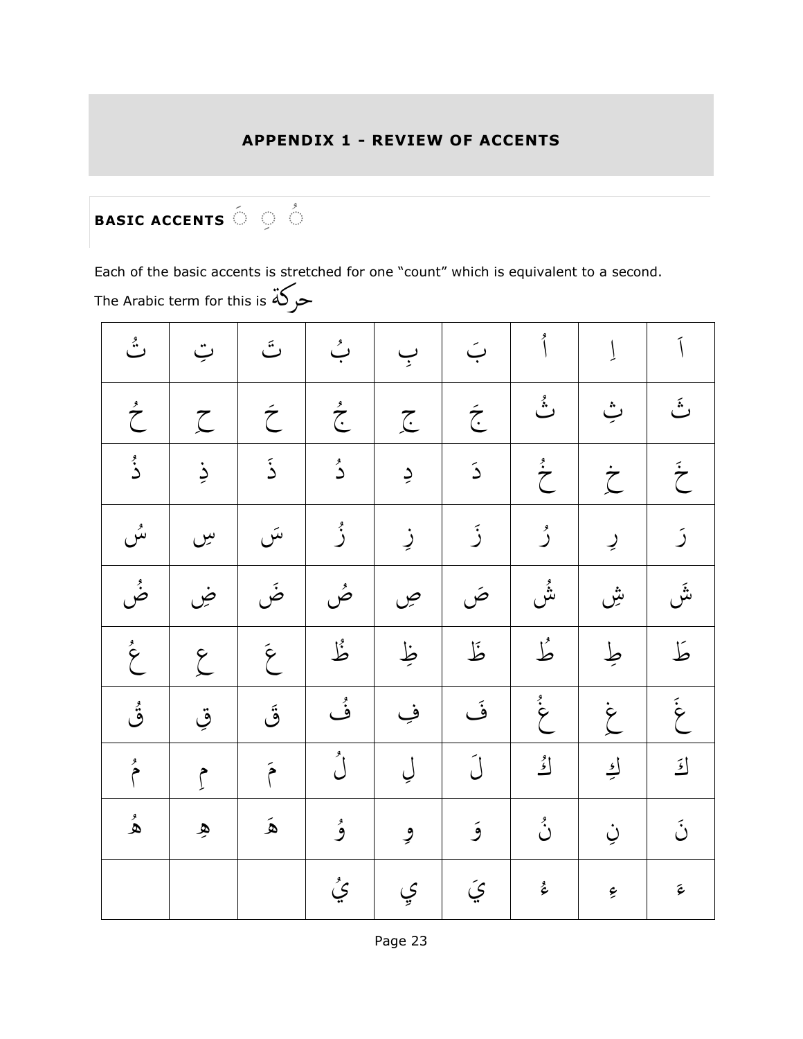# APPENDIX 1 - REVIEW OF ACCENTS

## BASIC ACCENTS ◌َ ◌ِ ◌ُ

Each of the basic accents is stretched for one "count" which is equivalent to a second.

The Arabic term for this is حركة

| تُ | تِ | تَ | بُ | بِ | بَ | اُ | اِ | اَ |
|---|---|---|---|---|---|---|---|---|
| حُ | حِ | حَ | جُ | جِ | جَ | ثُ | ثِ | ثَ |
| ذُ | ذِ | ذَ | دُ | دِ | دَ | خُ | خِ | خَ |
| سُ | سِ | سَ | زُ | زِ | زَ | رُ | رِ | رَ |
| ضُ | ضِ | ضَ | صُ | صِ | صَ | شُ | شِ | شَ |
| عُ | عِ | عَ | ظُ | ظِ | ظَ | طُ | طِ | طَ |
| قُ | قِ | قَ | فُ | فِ | فَ | غُ | غِ | غَ |
| مُ | مِ | مَ | لُ | لِ | لَ | كُ | كِ | كَ |
| هُ | هِ | هَ | وُ | وِ | وَ | نُ | نِ | نَ |
| | | | يُ | يِ | يَ | ءُ | ءِ | ءَ |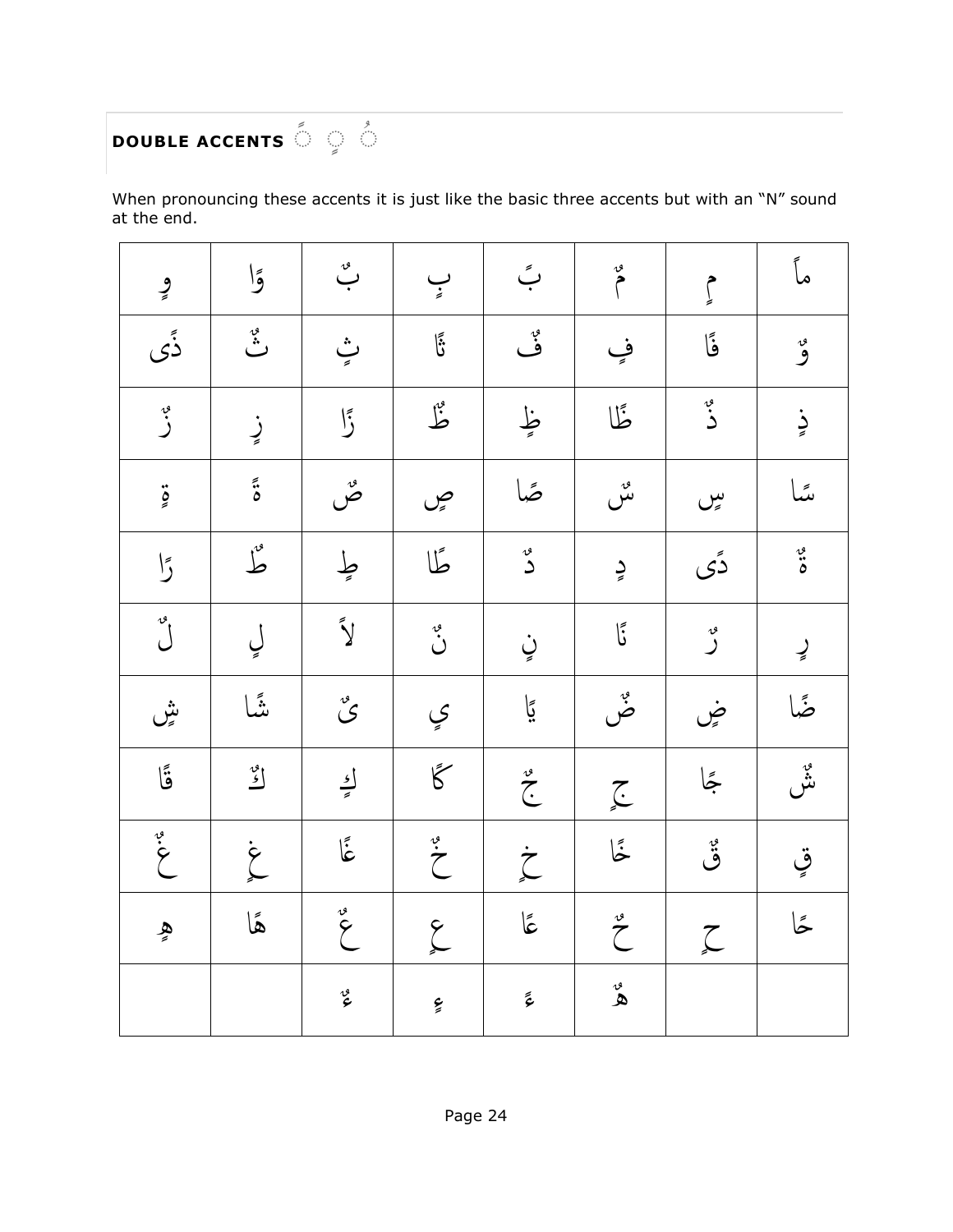## DOUBLE ACCENTS ◌ً ◌ٍ ◌ٌ

When pronouncing these accents it is just like the basic three accents but with an "N" sound at the end.

| | | | | | | | |
|---|---|---|---|---|---|---|---|
| وٍ | وًا | بٌ | بٍ | بً | مٌ | مٍ | ماً |
| ذًى | ثٌ | ثٍ | ثًا | فٌ | فٍ | فًا | وٌ |
| زٌ | زٍ | زًا | ظٌ | ظٍ | ظًا | ذٌ | ذٍ |
| ةٍ | ةً | صٌ | صٍ | صًا | سٌ | سٍ | سًا |
| رًا | طٌ | طٍ | طًا | دٌ | دٍ | دًى | ةٌ |
| لٌ | لٍ | لاً | نٌ | نٍ | نًا | رٌ | رٍ |
| شٍ | شًا | ىٌ | يٍ | يًا | ضٌ | ضٍ | ضًا |
| قًا | كٌ | كٍ | كًا | جٌ | جٍ | جًا | شٌ |
| غٌ | غٍ | غًا | خٌ | خٍ | خًا | قٌ | قٍ |
| هٍ | هًا | عٌ | عٍ | عًا | حٌ | حٍ | حًا |
| | | ءٌ | ءٍ | ءً | هٌ | | |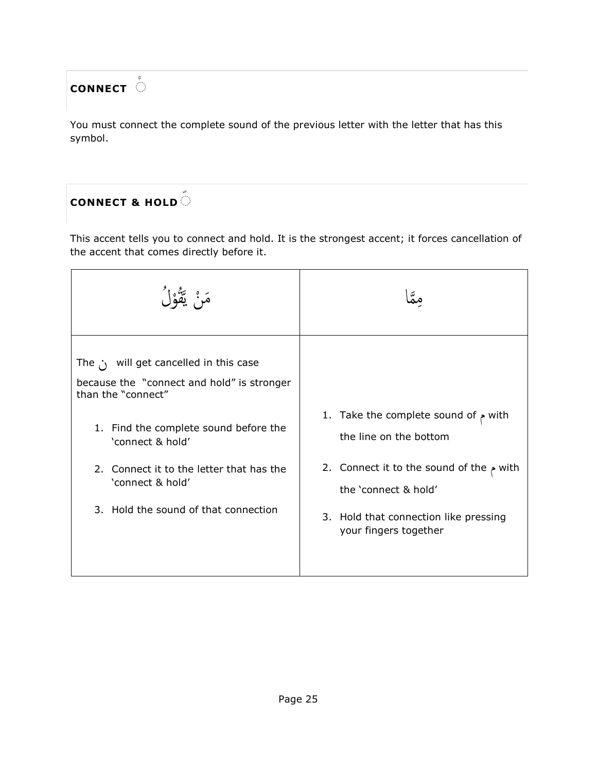## CONNECT ْ◌

You must connect the complete sound of the previous letter with the letter that has this symbol.

## CONNECT & HOLD ّ◌

This accent tells you to connect and hold. It is the strongest accent; it forces cancellation of the accent that comes directly before it.

| مَنْ يَّقُوْلُ | مِمَّا |
|---|---|
| The نْ will get cancelled in this case because the "connect and hold" is stronger than the "connect"<br><br>1. Find the complete sound before the 'connect & hold'<br>2. Connect it to the letter that has the 'connect & hold'<br>3. Hold the sound of that connection | 1. Take the complete sound of مِ with the line on the bottom<br>2. Connect it to the sound of the مّ with the 'connect & hold'<br>3. Hold that connection like pressing your fingers together |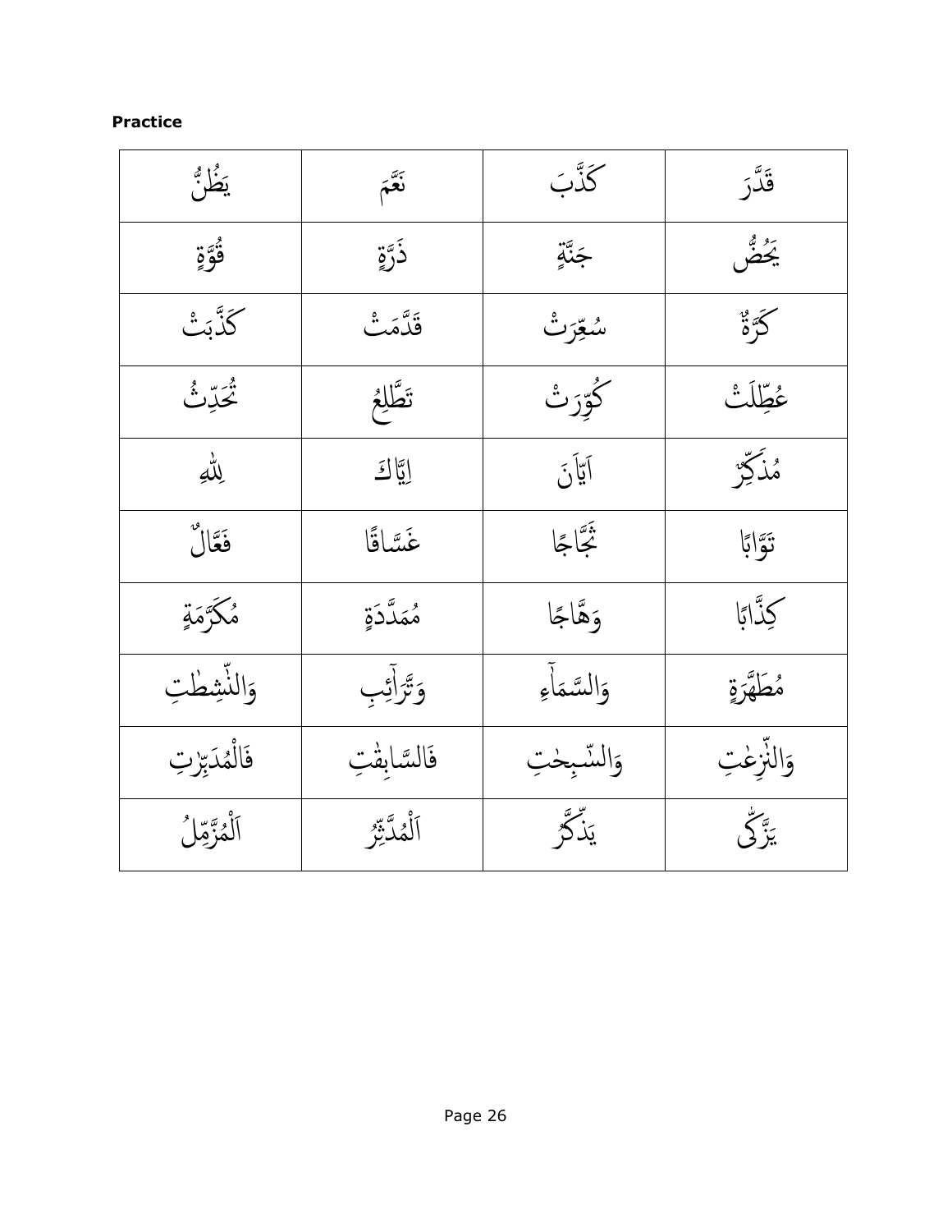**Practice**

| | | | |
|---|---|---|---|
| يَظُنُّ | نَعَّمَ | كَذَّبَ | قَدَّرَ |
| قُوَّةٍ | ذَرَّةٍ | جَنَّةٍ | يَحُضُّ |
| كَذَّبَتْ | قَدَّمَتْ | سُعِّرَتْ | كَرَّةٌ |
| تُحَدِّثُ | تَطَّلِعُ | كُوِّرَتْ | عُطِّلَتْ |
| لِلّٰهِ | اِيَّاكَ | اَيَّانَ | مُذَكِّرٌ |
| فَعَّالٌ | غَسَّاقًا | ثَجَّاجًا | تَوَّابًا |
| مُكَرَّمَةٍ | مُمَدَّدَةٍ | وَهَّاجًا | كِذَّابًا |
| وَالنّٰشِطٰتِ | وَتَرَآئِبِ | وَالسَّمَآءِ | مُطَهَّرَةٍ |
| فَالْمُدَبِّرٰتِ | فَالسَّابِقٰتِ | وَالسّٰبِحٰتِ | وَالنّٰزِعٰتِ |
| اَلْمُزَّمِّلُ | اَلْمُدَّثِّرُ | يَذَّكَّرُ | يَزَّكّٰى |